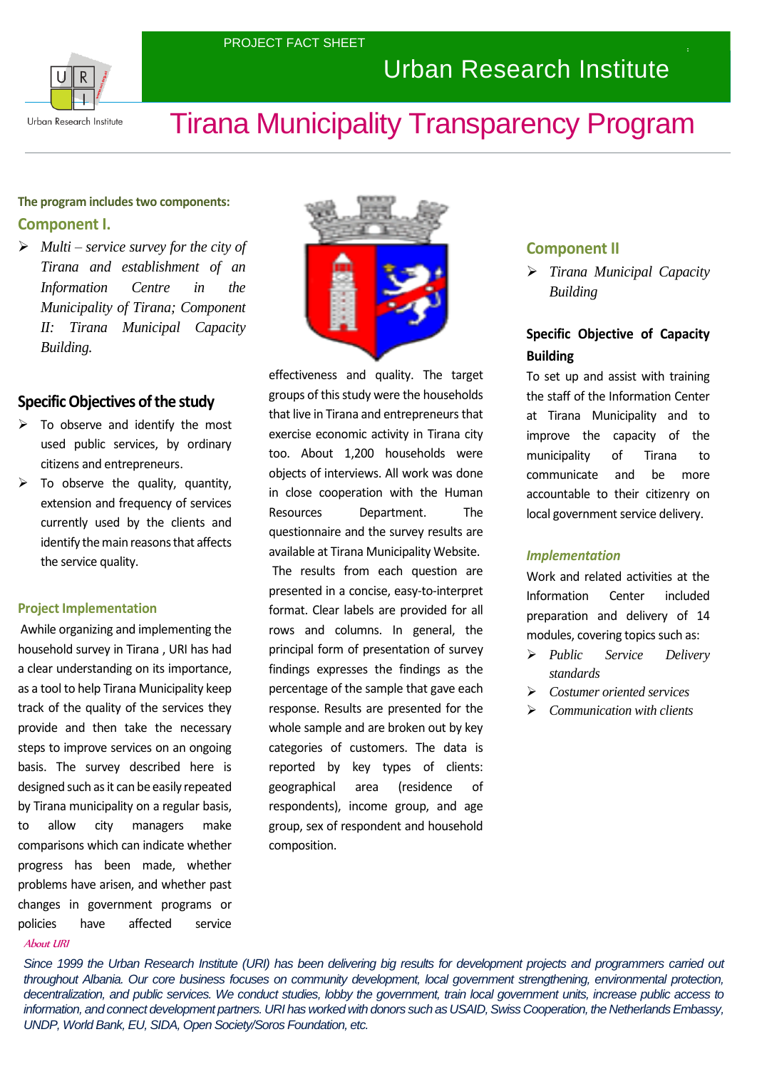PROJECT FACT SHEET

Urban Research Institute

# Tirana Municipality Transparency Program

**The program includes two components:**

## Component I.

- *Multi – service survey for the city of Tirana and establishment of an Information Centre in the Municipality of Tirana; Component II: Tirana Municipal Capacity Building.*

### Specific Objectives of the study

- To observe and identify the most used public services, by ordinary citizens and entrepreneurs.
- To observe the quality, quantity, extension and frequency of services currently used by the clients and identify the main reasons that affects the service quality.

### Project Implementation

Awhile organizing and implementing the household survey in Tirana , URI has had a clear understanding on its importance, as a tool to help Tirana Municipality keep track of the quality of the services they provide and then take the necessary steps to improve services on an ongoing basis. The survey described here is designed such as it can be easily repeated by Tirana municipality on a regular basis, to allow city managers make comparisons which can indicate whether progress has been made, whether problems have arisen, and whether past changes in government programs or policies have affected service effectiveness and quality. The target groups of this study were the households that live in Tirana and entrepreneurs that exercise economic activity in Tirana city too. About 1,200 households were objects of interviews. All work was done in close cooperation with the Human Resources Department. The questionnaire and the survey results are available at Tirana Municipality Website.

The results from each question are presented in a concise, easy-to-interpret format. Clear labels are provided for all rows and columns. In general, the principal form of presentation of survey findings expresses the findings as the percentage of the sample that gave each response. Results are presented for the whole sample and are broken out by key categories of customers. The data is reported by key types of clients: geographical area (residence of respondents), income group, and age group, sex of respondent and household composition.

## Component II

- *Tirana Municipal Capacity Building*

### Specific Objective of Capacity Building

To set up and assist with training the staff of the Information Center at Tirana Municipality and to improve the capacity of the municipality of Tirana to communicate and be more accountable to their citizenry on local government service delivery.

### *Implementation*

Work and related activities at the Information Center included preparation and delivery of 14 modules, covering topics such as:

- *Public Service Delivery standards*
- *Costumer oriented services*
- *Communication with clients*

*About URI*

*Since 1999 the Urban Research Institute (URI) has been delivering big results for development projects and programmers carried out throughout Albania. Our core business focuses on community development, local government strengthening, environmental protection, decentralization, and public services. We conduct studies, lobby the government, train local government units, increase public access to information, and connect development partners. URI has worked with donors such as USAID, Swiss Cooperation, the Netherlands Embassy, UNDP, World Bank, EU, SIDA, Open Society/Soros Foundation, etc.*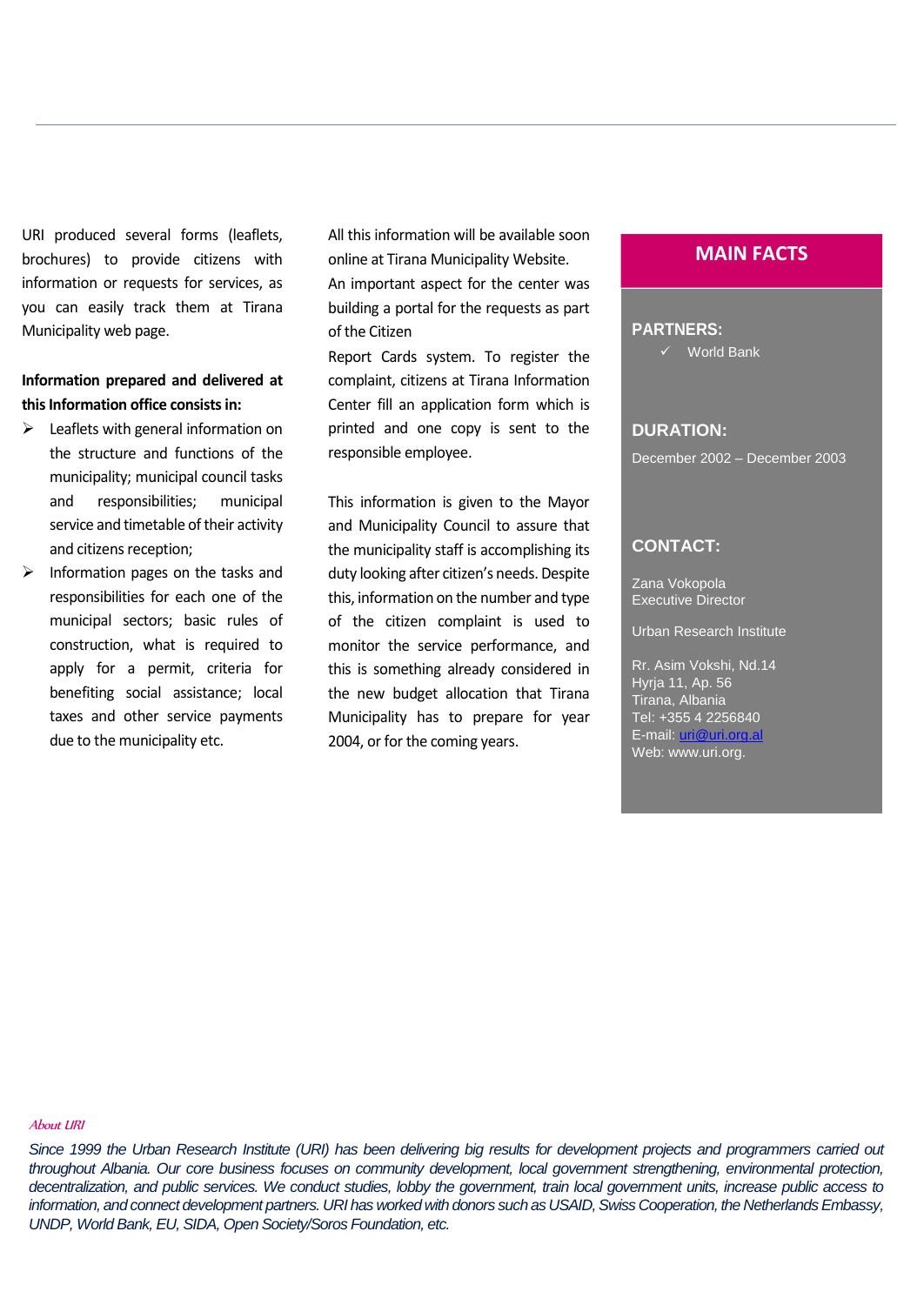URI produced several forms (leaflets, brochures) to provide citizens with information or requests for services, as you can easily track them at Tirana Municipality web page.

**Information prepared and delivered at this Information office consists in:**

- Leaflets with general information on the structure and functions of the municipality; municipal council tasks and responsibilities; municipal service and timetable of their activity and citizens reception;
- Information pages on the tasks and responsibilities for each one of the municipal sectors; basic rules of construction, what is required to apply for a permit, criteria for benefiting social assistance; local taxes and other service payments due to the municipality etc.

All this information will be available soon online at Tirana Municipality Website.
An important aspect for the center was building a portal for the requests as part of the Citizen
Report Cards system. To register the complaint, citizens at Tirana Information Center fill an application form which is printed and one copy is sent to the responsible employee.

This information is given to the Mayor and Municipality Council to assure that the municipality staff is accomplishing its duty looking after citizen's needs. Despite this, information on the number and type of the citizen complaint is used to monitor the service performance, and this is something already considered in the new budget allocation that Tirana Municipality has to prepare for year 2004, or for the coming years.

## MAIN FACTS

**PARTNERS:**

- ✓ World Bank

**DURATION:**

December 2002 – December 2003

**CONTACT:**

Zana Vokopola
Executive Director

Urban Research Institute

Rr. Asim Vokshi, Nd.14
Hyrja 11, Ap. 56
Tirana, Albania
Tel: +355 4 2256840
E-mail: uri@uri.org.al
Web: www.uri.org.

*About URI*

*Since 1999 the Urban Research Institute (URI) has been delivering big results for development projects and programmers carried out throughout Albania. Our core business focuses on community development, local government strengthening, environmental protection, decentralization, and public services. We conduct studies, lobby the government, train local government units, increase public access to information, and connect development partners. URI has worked with donors such as USAID, Swiss Cooperation, the Netherlands Embassy, UNDP, World Bank, EU, SIDA, Open Society/Soros Foundation, etc.*